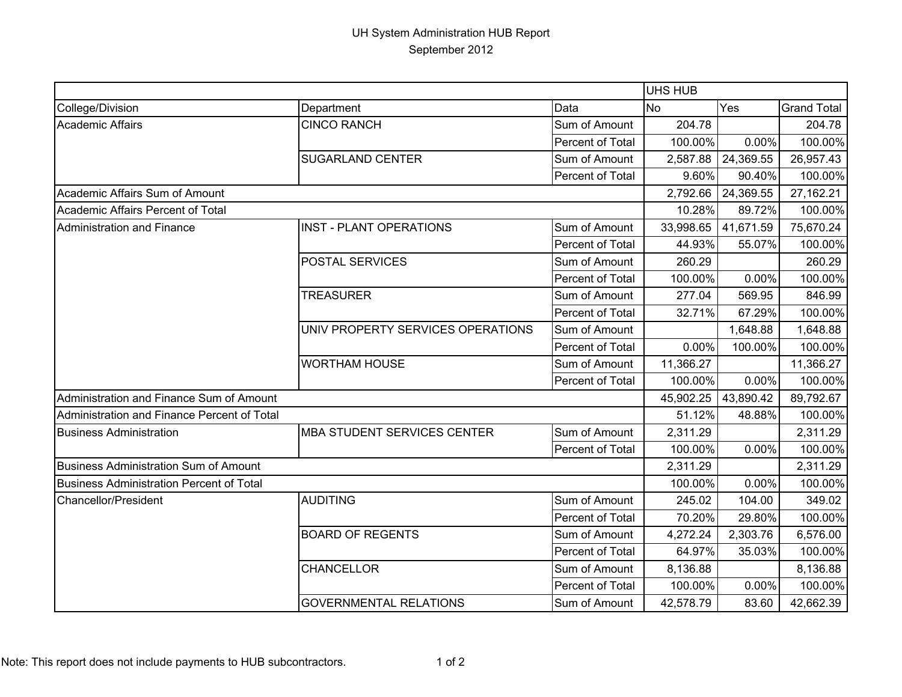# UH System Administration HUB Report

September 2012

| | | | UHS HUB | | |
|---|---|---|---|---|---|
| College/Division | Department | Data | No | Yes | Grand Total |
| Academic Affairs | CINCO RANCH | Sum of Amount | 204.78 | | 204.78 |
| | | Percent of Total | 100.00% | 0.00% | 100.00% |
| | SUGARLAND CENTER | Sum of Amount | 2,587.88 | 24,369.55 | 26,957.43 |
| | | Percent of Total | 9.60% | 90.40% | 100.00% |
| Academic Affairs Sum of Amount | | | 2,792.66 | 24,369.55 | 27,162.21 |
| Academic Affairs Percent of Total | | | 10.28% | 89.72% | 100.00% |
| Administration and Finance | INST - PLANT OPERATIONS | Sum of Amount | 33,998.65 | 41,671.59 | 75,670.24 |
| | | Percent of Total | 44.93% | 55.07% | 100.00% |
| | POSTAL SERVICES | Sum of Amount | 260.29 | | 260.29 |
| | | Percent of Total | 100.00% | 0.00% | 100.00% |
| | TREASURER | Sum of Amount | 277.04 | 569.95 | 846.99 |
| | | Percent of Total | 32.71% | 67.29% | 100.00% |
| | UNIV PROPERTY SERVICES OPERATIONS | Sum of Amount | | 1,648.88 | 1,648.88 |
| | | Percent of Total | 0.00% | 100.00% | 100.00% |
| | WORTHAM HOUSE | Sum of Amount | 11,366.27 | | 11,366.27 |
| | | Percent of Total | 100.00% | 0.00% | 100.00% |
| Administration and Finance Sum of Amount | | | 45,902.25 | 43,890.42 | 89,792.67 |
| Administration and Finance Percent of Total | | | 51.12% | 48.88% | 100.00% |
| Business Administration | MBA STUDENT SERVICES CENTER | Sum of Amount | 2,311.29 | | 2,311.29 |
| | | Percent of Total | 100.00% | 0.00% | 100.00% |
| Business Administration Sum of Amount | | | 2,311.29 | | 2,311.29 |
| Business Administration Percent of Total | | | 100.00% | 0.00% | 100.00% |
| Chancellor/President | AUDITING | Sum of Amount | 245.02 | 104.00 | 349.02 |
| | | Percent of Total | 70.20% | 29.80% | 100.00% |
| | BOARD OF REGENTS | Sum of Amount | 4,272.24 | 2,303.76 | 6,576.00 |
| | | Percent of Total | 64.97% | 35.03% | 100.00% |
| | CHANCELLOR | Sum of Amount | 8,136.88 | | 8,136.88 |
| | | Percent of Total | 100.00% | 0.00% | 100.00% |
| | GOVERNMENTAL RELATIONS | Sum of Amount | 42,578.79 | 83.60 | 42,662.39 |

Note: This report does not include payments to HUB subcontractors.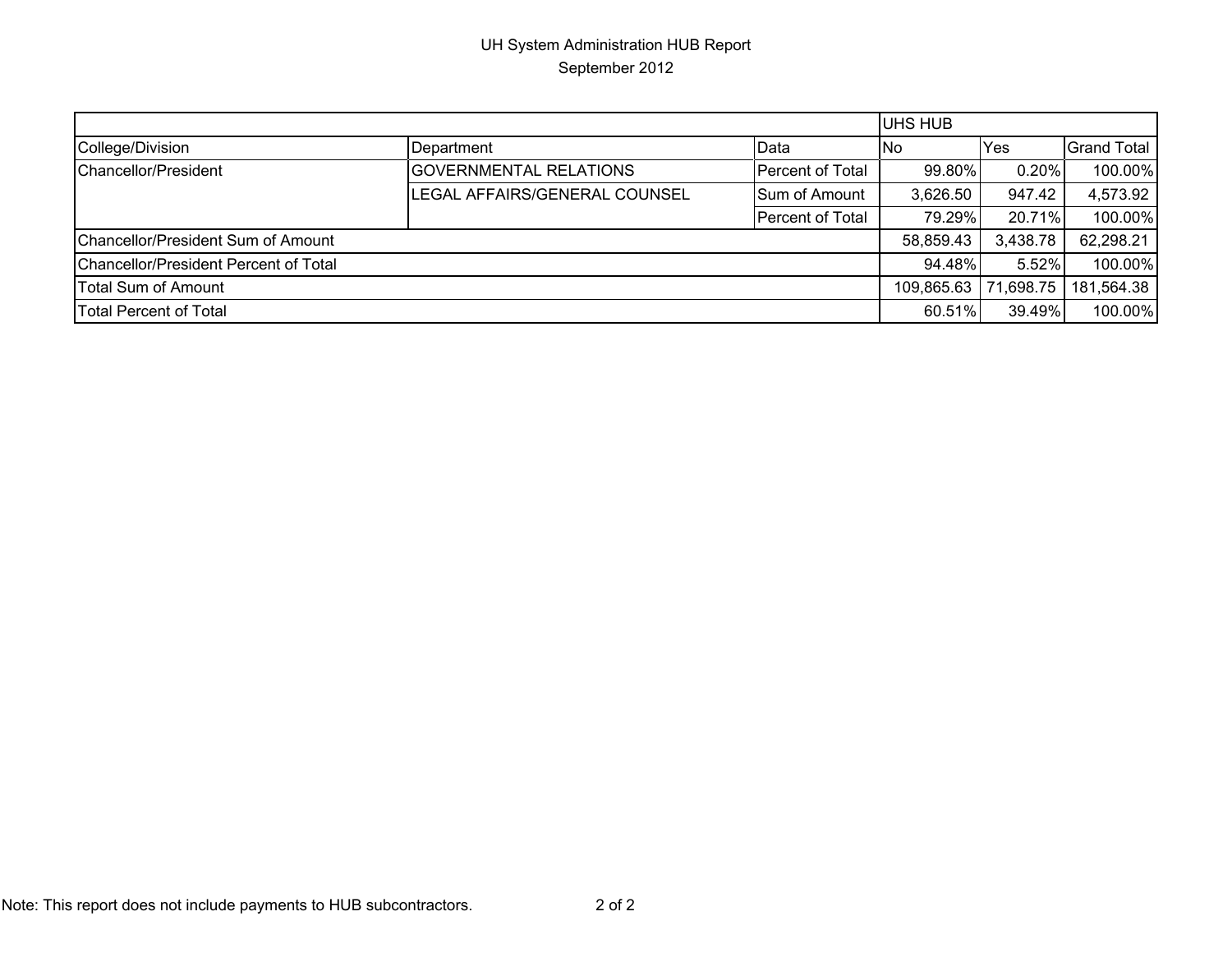UH System Administration HUB Report
September 2012

| | | | UHS HUB | | |
|---|---|---|---|---|---|
| College/Division | Department | Data | No | Yes | Grand Total |
| Chancellor/President | GOVERNMENTAL RELATIONS | Percent of Total | 99.80% | 0.20% | 100.00% |
| | LEGAL AFFAIRS/GENERAL COUNSEL | Sum of Amount | 3,626.50 | 947.42 | 4,573.92 |
| | | Percent of Total | 79.29% | 20.71% | 100.00% |
| Chancellor/President Sum of Amount | | | 58,859.43 | 3,438.78 | 62,298.21 |
| Chancellor/President Percent of Total | | | 94.48% | 5.52% | 100.00% |
| Total Sum of Amount | | | 109,865.63 | 71,698.75 | 181,564.38 |
| Total Percent of Total | | | 60.51% | 39.49% | 100.00% |

Note: This report does not include payments to HUB subcontractors.